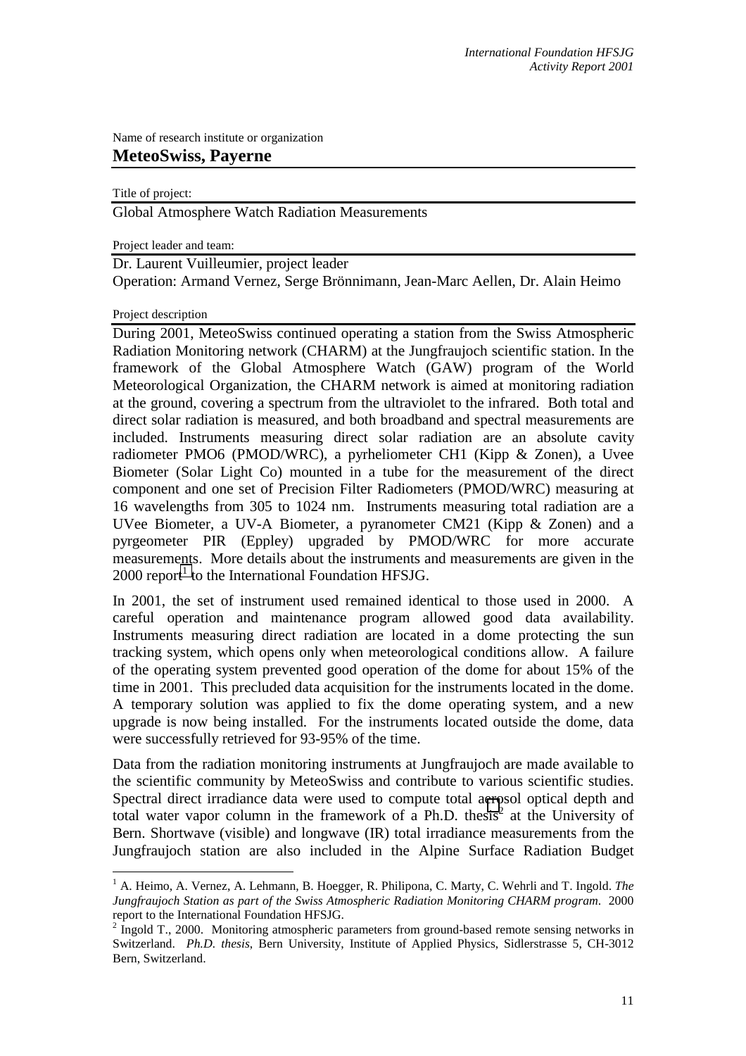Name of research institute or organization

## MeteoSwiss, Payerne

Title of project:

Global Atmosphere Watch Radiation Measurements

Project leader and team:

Dr. Laurent Vuilleumier, project leader

Operation: Armand Vernez, Serge Brönnimann, Jean-Marc Aellen, Dr. Alain Heimo

Project description

During 2001, MeteoSwiss continued operating a station from the Swiss Atmospheric Radiation Monitoring network (CHARM) at the Jungfraujoch scientific station. In the framework of the Global Atmosphere Watch (GAW) program of the World Meteorological Organization, the CHARM network is aimed at monitoring radiation at the ground, covering a spectrum from the ultraviolet to the infrared. Both total and direct solar radiation is measured, and both broadband and spectral measurements are included. Instruments measuring direct solar radiation are an absolute cavity radiometer PMO6 (PMOD/WRC), a pyrheliometer CH1 (Kipp & Zonen), a Uvee Biometer (Solar Light Co) mounted in a tube for the measurement of the direct component and one set of Precision Filter Radiometers (PMOD/WRC) measuring at 16 wavelengths from 305 to 1024 nm. Instruments measuring total radiation are a UVee Biometer, a UV-A Biometer, a pyranometer CM21 (Kipp & Zonen) and a pyrgeometer PIR (Eppley) upgraded by PMOD/WRC for more accurate measurements. More details about the instruments and measurements are given in the 2000 report[1] to the International Foundation HFSJG.

In 2001, the set of instrument used remained identical to those used in 2000. A careful operation and maintenance program allowed good data availability. Instruments measuring direct radiation are located in a dome protecting the sun tracking system, which opens only when meteorological conditions allow. A failure of the operating system prevented good operation of the dome for about 15% of the time in 2001. This precluded data acquisition for the instruments located in the dome. A temporary solution was applied to fix the dome operating system, and a new upgrade is now being installed. For the instruments located outside the dome, data were successfully retrieved for 93-95% of the time.

Data from the radiation monitoring instruments at Jungfraujoch are made available to the scientific community by MeteoSwiss and contribute to various scientific studies. Spectral direct irradiance data were used to compute total aerosol optical depth and total water vapor column in the framework of a Ph.D. thesis[2] at the University of Bern. Shortwave (visible) and longwave (IR) total irradiance measurements from the Jungfraujoch station are also included in the Alpine Surface Radiation Budget

---

[1] A. Heimo, A. Vernez, A. Lehmann, B. Hoegger, R. Philipona, C. Marty, C. Wehrli and T. Ingold. *The Jungfraujoch Station as part of the Swiss Atmospheric Radiation Monitoring CHARM program.* 2000 report to the International Foundation HFSJG.

[2] Ingold T., 2000. Monitoring atmospheric parameters from ground-based remote sensing networks in Switzerland. *Ph.D. thesis*, Bern University, Institute of Applied Physics, Sidlerstrasse 5, CH-3012 Bern, Switzerland.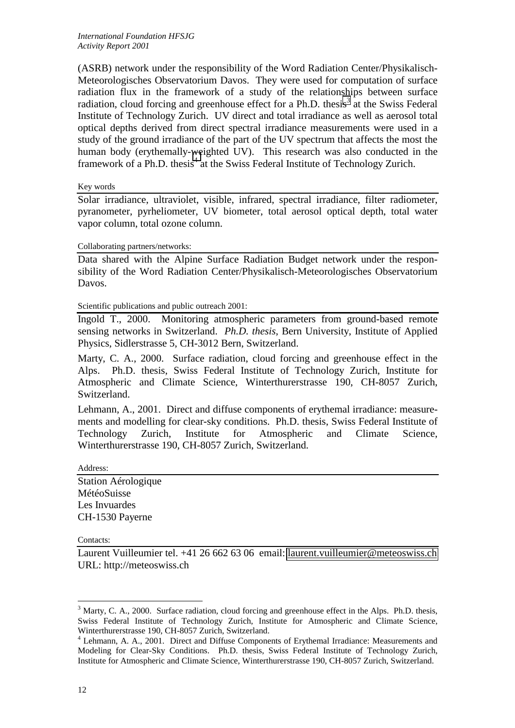(ASRB) network under the responsibility of the Word Radiation Center/Physikalisch-Meteorologisches Observatorium Davos. They were used for computation of surface radiation flux in the framework of a study of the relationships between surface radiation, cloud forcing and greenhouse effect for a Ph.D. thesis[3] at the Swiss Federal Institute of Technology Zurich. UV direct and total irradiance as well as aerosol total optical depths derived from direct spectral irradiance measurements were used in a study of the ground irradiance of the part of the UV spectrum that affects the most the human body (erythemally-weighted UV). This research was also conducted in the framework of a Ph.D. thesis[4] at the Swiss Federal Institute of Technology Zurich.

Key words

Solar irradiance, ultraviolet, visible, infrared, spectral irradiance, filter radiometer, pyranometer, pyrheliometer, UV biometer, total aerosol optical depth, total water vapor column, total ozone column.

Collaborating partners/networks:

Data shared with the Alpine Surface Radiation Budget network under the responsibility of the Word Radiation Center/Physikalisch-Meteorologisches Observatorium Davos.

Scientific publications and public outreach 2001:

Ingold T., 2000. Monitoring atmospheric parameters from ground-based remote sensing networks in Switzerland. *Ph.D. thesis*, Bern University, Institute of Applied Physics, Sidlerstrasse 5, CH-3012 Bern, Switzerland.

Marty, C. A., 2000. Surface radiation, cloud forcing and greenhouse effect in the Alps. Ph.D. thesis, Swiss Federal Institute of Technology Zurich, Institute for Atmospheric and Climate Science, Winterthurerstrasse 190, CH-8057 Zurich, Switzerland.

Lehmann, A., 2001. Direct and diffuse components of erythemal irradiance: measurements and modelling for clear-sky conditions. Ph.D. thesis, Swiss Federal Institute of Technology Zurich, Institute for Atmospheric and Climate Science, Winterthurerstrasse 190, CH-8057 Zurich, Switzerland.

Address:

Station Aérologique
MétéoSuisse
Les Invuardes
CH-1530 Payerne

Contacts:

Laurent Vuilleumier tel. +41 26 662 63 06 email: laurent.vuilleumier@meteoswiss.ch
URL: http://meteoswiss.ch

---

[3] Marty, C. A., 2000. Surface radiation, cloud forcing and greenhouse effect in the Alps. Ph.D. thesis, Swiss Federal Institute of Technology Zurich, Institute for Atmospheric and Climate Science, Winterthurerstrasse 190, CH-8057 Zurich, Switzerland.

[4] Lehmann, A. A., 2001. Direct and Diffuse Components of Erythemal Irradiance: Measurements and Modeling for Clear-Sky Conditions. Ph.D. thesis, Swiss Federal Institute of Technology Zurich, Institute for Atmospheric and Climate Science, Winterthurerstrasse 190, CH-8057 Zurich, Switzerland.